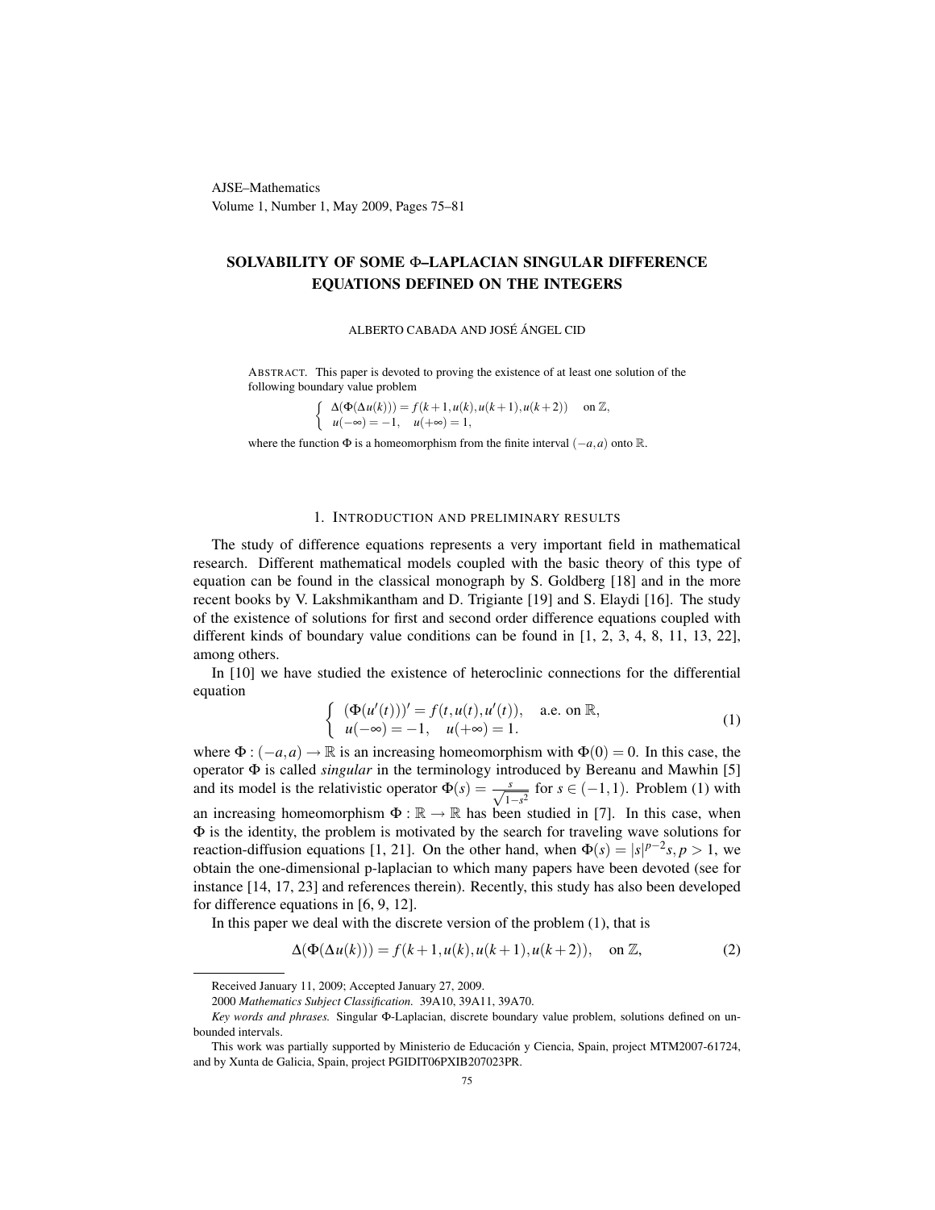# SOLVABILITY OF SOME Φ–LAPLACIAN SINGULAR DIFFERENCE EQUATIONS DEFINED ON THE INTEGERS

ALBERTO CABADA AND JOSÉ ÁNGEL CID

ABSTRACT. This paper is devoted to proving the existence of at least one solution of the following boundary value problem

$$\begin{cases} \Delta(\Phi(\Delta u(k))) = f(k+1, u(k), u(k+1), u(k+2)) & \text{on } \mathbb{Z}, \\ u(-\infty) = -1, \quad u(+\infty) = 1, \end{cases}$$

where the function $\Phi$ is a homeomorphism from the finite interval $(-a,a)$ onto $\mathbb{R}$.

## 1. INTRODUCTION AND PRELIMINARY RESULTS

The study of difference equations represents a very important field in mathematical research. Different mathematical models coupled with the basic theory of this type of equation can be found in the classical monograph by S. Goldberg [18] and in the more recent books by V. Lakshmikantham and D. Trigiante [19] and S. Elaydi [16]. The study of the existence of solutions for first and second order difference equations coupled with different kinds of boundary value conditions can be found in [1, 2, 3, 4, 8, 11, 13, 22], among others.

In [10] we have studied the existence of heteroclinic connections for the differential equation

$$\begin{cases} (\Phi(u'(t)))' = f(t, u(t), u'(t)), & \text{a.e. on } \mathbb{R}, \\ u(-\infty) = -1, \quad u(+\infty) = 1. \end{cases} \tag{1}$$

where $\Phi : (-a,a) \to \mathbb{R}$ is an increasing homeomorphism with $\Phi(0) = 0$. In this case, the operator $\Phi$ is called *singular* in the terminology introduced by Bereanu and Mawhin [5] and its model is the relativistic operator $\Phi(s) = \frac{s}{\sqrt{1-s^2}}$ for $s \in (-1,1)$. Problem (1) with an increasing homeomorphism $\Phi : \mathbb{R} \to \mathbb{R}$ has been studied in [7]. In this case, when $\Phi$ is the identity, the problem is motivated by the search for traveling wave solutions for reaction-diffusion equations [1, 21]. On the other hand, when $\Phi(s) = |s|^{p-2}s, p > 1$, we obtain the one-dimensional p-laplacian to which many papers have been devoted (see for instance [14, 17, 23] and references therein). Recently, this study has also been developed for difference equations in [6, 9, 12].

In this paper we deal with the discrete version of the problem (1), that is

$$\Delta(\Phi(\Delta u(k))) = f(k+1, u(k), u(k+1), u(k+2)), \quad \text{on } \mathbb{Z}, \tag{2}$$

---

Received January 11, 2009; Accepted January 27, 2009.

2000 *Mathematics Subject Classification.* 39A10, 39A11, 39A70.

*Key words and phrases.* Singular Φ-Laplacian, discrete boundary value problem, solutions defined on unbounded intervals.

This work was partially supported by Ministerio de Educación y Ciencia, Spain, project MTM2007-61724, and by Xunta de Galicia, Spain, project PGIDIT06PXIB207023PR.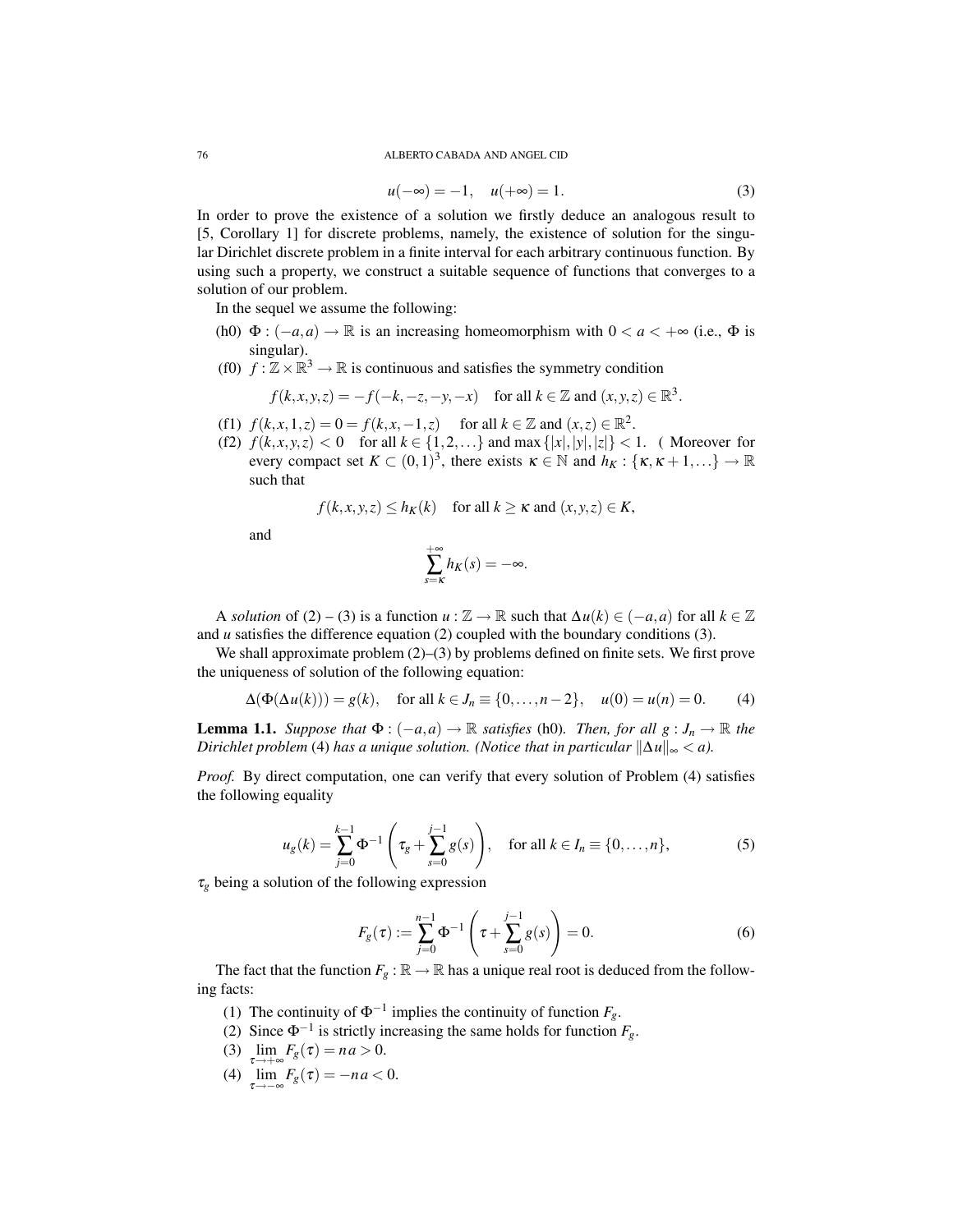$$u(-\infty) = -1, \quad u(+\infty) = 1. \tag{3}$$

In order to prove the existence of a solution we firstly deduce an analogous result to [5, Corollary 1] for discrete problems, namely, the existence of solution for the singular Dirichlet discrete problem in a finite interval for each arbitrary continuous function. By using such a property, we construct a suitable sequence of functions that converges to a solution of our problem.

In the sequel we assume the following:

(h0) $\Phi : (-a,a) \to \mathbb{R}$ is an increasing homeomorphism with $0 < a < +\infty$ (i.e., $\Phi$ is singular).

(f0) $f : \mathbb{Z} \times \mathbb{R}^3 \to \mathbb{R}$ is continuous and satisfies the symmetry condition

$$f(k,x,y,z) = -f(-k,-z,-y,-x) \quad \text{for all } k \in \mathbb{Z} \text{ and } (x,y,z) \in \mathbb{R}^3.$$

(f1) $f(k,x,1,z) = 0 = f(k,x,-1,z)$ for all $k \in \mathbb{Z}$ and $(x,z) \in \mathbb{R}^2$.

(f2) $f(k,x,y,z) < 0$ for all $k \in \{1,2,\ldots\}$ and $\max\{|x|,|y|,|z|\} < 1$. ( Moreover for every compact set $K \subset (0,1)^3$, there exists $\kappa \in \mathbb{N}$ and $h_K : \{\kappa, \kappa+1, \ldots\} \to \mathbb{R}$ such that

$$f(k,x,y,z) \le h_K(k) \quad \text{for all } k \ge \kappa \text{ and } (x,y,z) \in K,$$

and

$$\sum_{s=\kappa}^{+\infty} h_K(s) = -\infty.$$

A *solution* of (2) – (3) is a function $u : \mathbb{Z} \to \mathbb{R}$ such that $\Delta u(k) \in (-a,a)$ for all $k \in \mathbb{Z}$ and $u$ satisfies the difference equation (2) coupled with the boundary conditions (3).

We shall approximate problem (2)–(3) by problems defined on finite sets. We first prove the uniqueness of solution of the following equation:

$$\Delta(\Phi(\Delta u(k))) = g(k), \quad \text{for all } k \in J_n \equiv \{0,\ldots,n-2\}, \quad u(0) = u(n) = 0. \tag{4}$$

**Lemma 1.1.** *Suppose that $\Phi : (-a,a) \to \mathbb{R}$ satisfies* (h0)*. Then, for all $g : J_n \to \mathbb{R}$ the Dirichlet problem* (4) *has a unique solution. (Notice that in particular $\|\Delta u\|_\infty < a$).*

*Proof.* By direct computation, one can verify that every solution of Problem (4) satisfies the following equality

$$u_g(k) = \sum_{j=0}^{k-1} \Phi^{-1}\left(\tau_g + \sum_{s=0}^{j-1} g(s)\right), \quad \text{for all } k \in I_n \equiv \{0,\ldots,n\}, \tag{5}$$

$\tau_g$ being a solution of the following expression

$$F_g(\tau) := \sum_{j=0}^{n-1} \Phi^{-1}\left(\tau + \sum_{s=0}^{j-1} g(s)\right) = 0. \tag{6}$$

The fact that the function $F_g : \mathbb{R} \to \mathbb{R}$ has a unique real root is deduced from the following facts:

1. The continuity of $\Phi^{-1}$ implies the continuity of function $F_g$.
2. Since $\Phi^{-1}$ is strictly increasing the same holds for function $F_g$.
3. $\lim_{\tau \to +\infty} F_g(\tau) = n\,a > 0$.
4. $\lim_{\tau \to -\infty} F_g(\tau) = -n\,a < 0$.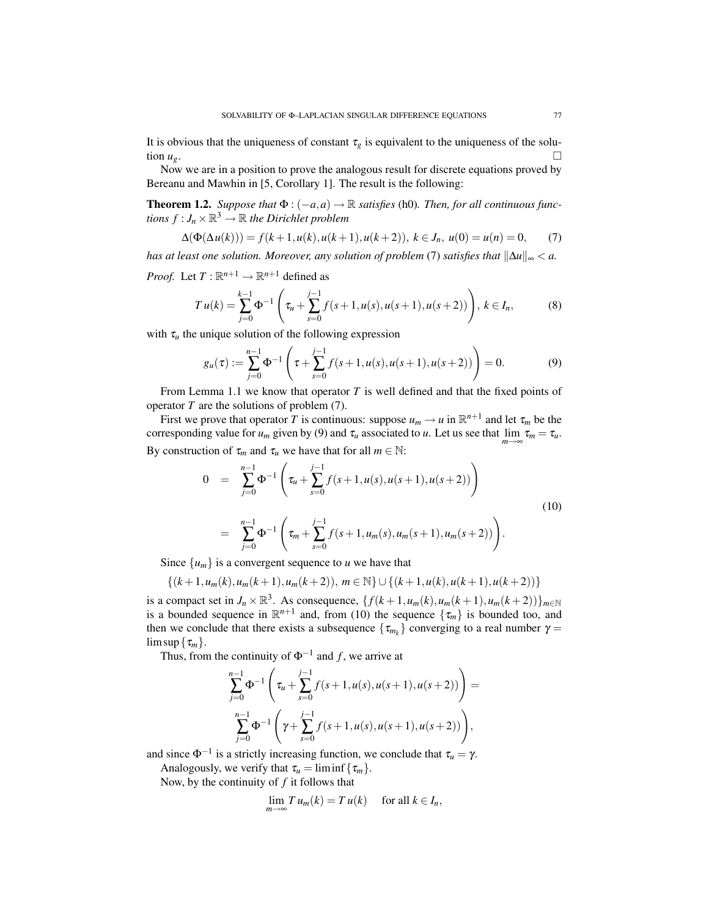It is obvious that the uniqueness of constant $\tau_g$ is equivalent to the uniqueness of the solution $u_g$. □

Now we are in a position to prove the analogous result for discrete equations proved by Bereanu and Mawhin in [5, Corollary 1]. The result is the following:

**Theorem 1.2.** *Suppose that $\Phi : (-a,a) \to \mathbb{R}$ satisfies* (h0)*. Then, for all continuous functions $f : J_n \times \mathbb{R}^3 \to \mathbb{R}$ the Dirichlet problem*

$$\Delta(\Phi(\Delta u(k))) = f(k+1, u(k), u(k+1), u(k+2)),\ k \in J_n,\ u(0) = u(n) = 0, \tag{7}$$

*has at least one solution. Moreover, any solution of problem* (7) *satisfies that $\|\Delta u\|_\infty < a$.*

*Proof.* Let $T : \mathbb{R}^{n+1} \to \mathbb{R}^{n+1}$ defined as

$$T\,u(k) = \sum_{j=0}^{k-1} \Phi^{-1}\left(\tau_u + \sum_{s=0}^{j-1} f(s+1, u(s), u(s+1), u(s+2))\right),\ k \in I_n, \tag{8}$$

with $\tau_u$ the unique solution of the following expression

$$g_u(\tau) := \sum_{j=0}^{n-1} \Phi^{-1}\left(\tau + \sum_{s=0}^{j-1} f(s+1, u(s), u(s+1), u(s+2))\right) = 0. \tag{9}$$

From Lemma 1.1 we know that operator $T$ is well defined and that the fixed points of operator $T$ are the solutions of problem (7).

First we prove that operator $T$ is continuous: suppose $u_m \to u$ in $\mathbb{R}^{n+1}$ and let $\tau_m$ be the corresponding value for $u_m$ given by (9) and $\tau_u$ associated to $u$. Let us see that $\lim_{m\to\infty} \tau_m = \tau_u$. By construction of $\tau_m$ and $\tau_u$ we have that for all $m \in \mathbb{N}$:

$$\begin{aligned} 0 &= \sum_{j=0}^{n-1} \Phi^{-1}\left(\tau_u + \sum_{s=0}^{j-1} f(s+1, u(s), u(s+1), u(s+2))\right) \\ &= \sum_{j=0}^{n-1} \Phi^{-1}\left(\tau_m + \sum_{s=0}^{j-1} f(s+1, u_m(s), u_m(s+1), u_m(s+2))\right). \end{aligned} \tag{10}$$

Since $\{u_m\}$ is a convergent sequence to $u$ we have that

$$\{(k+1, u_m(k), u_m(k+1), u_m(k+2)),\ m \in \mathbb{N}\} \cup \{(k+1, u(k), u(k+1), u(k+2))\}$$

is a compact set in $J_n \times \mathbb{R}^3$. As consequence, $\{f(k+1, u_m(k), u_m(k+1), u_m(k+2))\}_{m\in\mathbb{N}}$ is a bounded sequence in $\mathbb{R}^{n+1}$ and, from (10) the sequence $\{\tau_m\}$ is bounded too, and then we conclude that there exists a subsequence $\{\tau_{m_k}\}$ converging to a real number $\gamma = \limsup\{\tau_m\}$.

Thus, from the continuity of $\Phi^{-1}$ and $f$, we arrive at

$$\sum_{j=0}^{n-1} \Phi^{-1}\left(\tau_u + \sum_{s=0}^{j-1} f(s+1, u(s), u(s+1), u(s+2))\right) =$$
$$\sum_{j=0}^{n-1} \Phi^{-1}\left(\gamma + \sum_{s=0}^{j-1} f(s+1, u(s), u(s+1), u(s+2))\right),$$

and since $\Phi^{-1}$ is a strictly increasing function, we conclude that $\tau_u = \gamma$.

Analogously, we verify that $\tau_u = \liminf\{\tau_m\}$.

Now, by the continuity of $f$ it follows that

$$\lim_{m\to\infty} T\,u_m(k) = T\,u(k) \quad \text{for all } k \in I_n,$$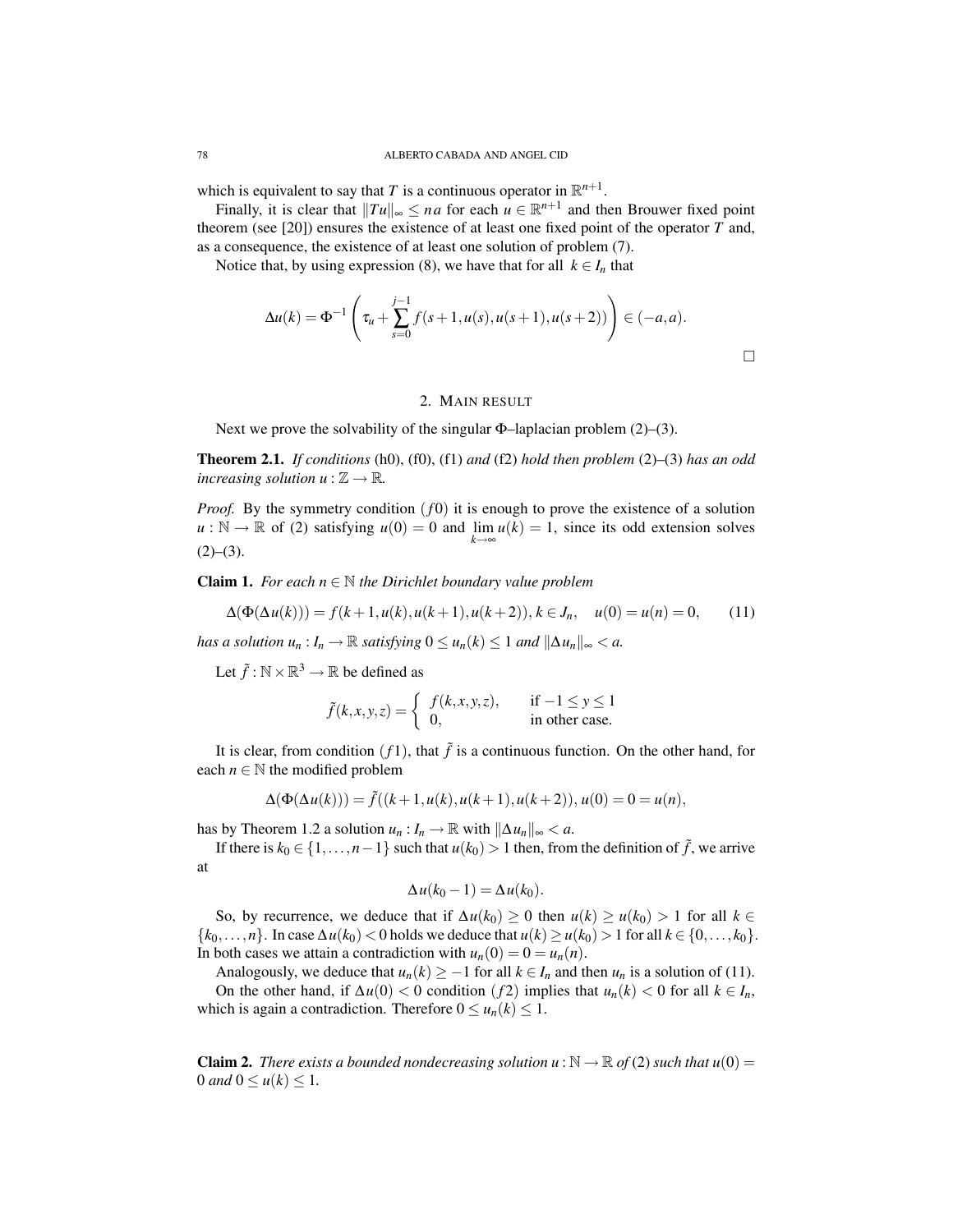which is equivalent to say that $T$ is a continuous operator in $\mathbb{R}^{n+1}$.

Finally, it is clear that $\|Tu\|_\infty \leq n\,a$ for each $u \in \mathbb{R}^{n+1}$ and then Brouwer fixed point theorem (see [20]) ensures the existence of at least one fixed point of the operator $T$ and, as a consequence, the existence of at least one solution of problem (7).

Notice that, by using expression (8), we have that for all $k \in I_n$ that

$$\Delta u(k) = \Phi^{-1}\left(\tau_u + \sum_{s=0}^{j-1} f(s+1, u(s), u(s+1), u(s+2))\right) \in (-a, a).$$

□

## 2. Main result

Next we prove the solvability of the singular $\Phi$–laplacian problem (2)–(3).

**Theorem 2.1.** *If conditions* (h0), (f0), (f1) *and* (f2) *hold then problem* (2)–(3) *has an odd increasing solution* $u : \mathbb{Z} \to \mathbb{R}$.

*Proof.* By the symmetry condition $(f0)$ it is enough to prove the existence of a solution $u : \mathbb{N} \to \mathbb{R}$ of (2) satisfying $u(0) = 0$ and $\lim_{k\to\infty} u(k) = 1$, since its odd extension solves (2)–(3).

**Claim 1.** *For each $n \in \mathbb{N}$ the Dirichlet boundary value problem*

$$\Delta(\Phi(\Delta u(k))) = f(k+1, u(k), u(k+1), u(k+2)),\, k \in J_n, \quad u(0) = u(n) = 0, \qquad (11)$$

*has a solution $u_n : I_n \to \mathbb{R}$ satisfying $0 \leq u_n(k) \leq 1$ and $\|\Delta u_n\|_\infty < a$.*

Let $\tilde{f} : \mathbb{N} \times \mathbb{R}^3 \to \mathbb{R}$ be defined as

$$\tilde{f}(k,x,y,z) = \begin{cases} f(k,x,y,z), & \text{if } -1 \leq y \leq 1 \\ 0, & \text{in other case.} \end{cases}$$

It is clear, from condition $(f1)$, that $\tilde{f}$ is a continuous function. On the other hand, for each $n \in \mathbb{N}$ the modified problem

$$\Delta(\Phi(\Delta u(k))) = \tilde{f}((k+1, u(k), u(k+1), u(k+2)), u(0) = 0 = u(n),$$

has by Theorem 1.2 a solution $u_n : I_n \to \mathbb{R}$ with $\|\Delta u_n\|_\infty < a$.

If there is $k_0 \in \{1, \ldots, n-1\}$ such that $u(k_0) > 1$ then, from the definition of $\tilde{f}$, we arrive at

$$\Delta u(k_0 - 1) = \Delta u(k_0).$$

So, by recurrence, we deduce that if $\Delta u(k_0) \geq 0$ then $u(k) \geq u(k_0) > 1$ for all $k \in \{k_0, \ldots, n\}$. In case $\Delta u(k_0) < 0$ holds we deduce that $u(k) \geq u(k_0) > 1$ for all $k \in \{0, \ldots, k_0\}$. In both cases we attain a contradiction with $u_n(0) = 0 = u_n(n)$.

Analogously, we deduce that $u_n(k) \geq -1$ for all $k \in I_n$ and then $u_n$ is a solution of (11).

On the other hand, if $\Delta u(0) < 0$ condition $(f2)$ implies that $u_n(k) < 0$ for all $k \in I_n$, which is again a contradiction. Therefore $0 \leq u_n(k) \leq 1$.

**Claim 2.** *There exists a bounded nondecreasing solution $u : \mathbb{N} \to \mathbb{R}$ of* (2) *such that $u(0) = 0$ and $0 \leq u(k) \leq 1$.*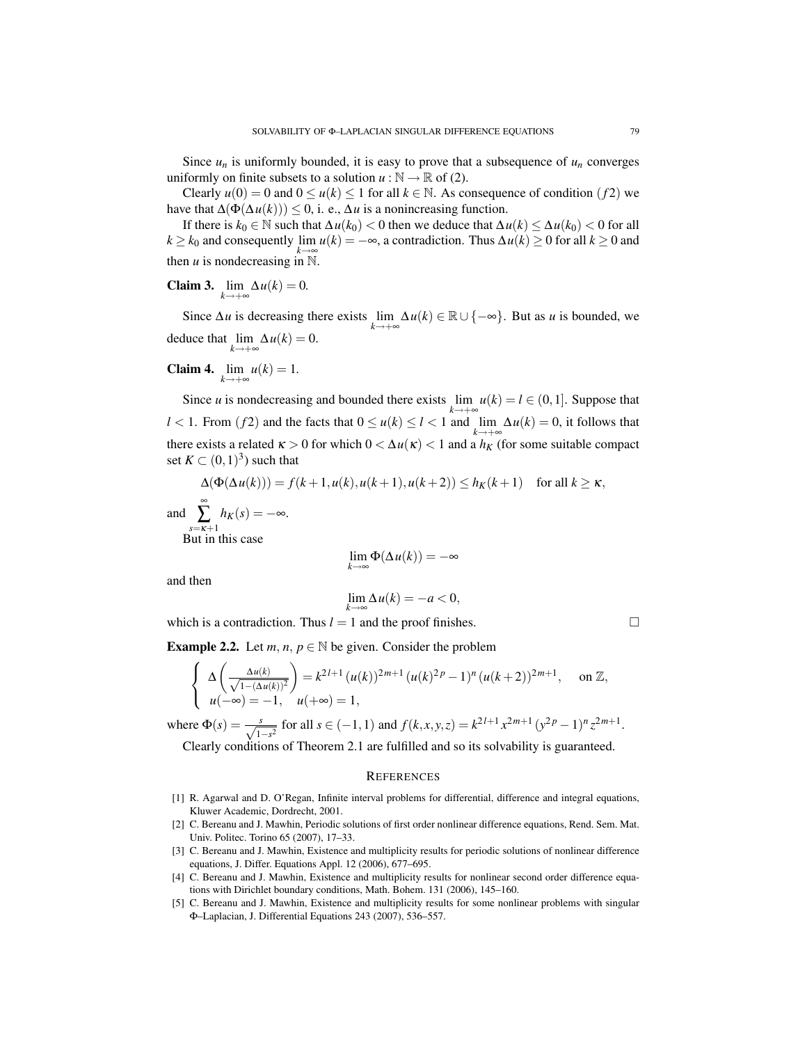Since $u_n$ is uniformly bounded, it is easy to prove that a subsequence of $u_n$ converges uniformly on finite subsets to a solution $u : \mathbb{N} \to \mathbb{R}$ of (2).

Clearly $u(0) = 0$ and $0 \le u(k) \le 1$ for all $k \in \mathbb{N}$. As consequence of condition $(f2)$ we have that $\Delta(\Phi(\Delta u(k))) \le 0$, i. e., $\Delta u$ is a nonincreasing function.

If there is $k_0 \in \mathbb{N}$ such that $\Delta u(k_0) < 0$ then we deduce that $\Delta u(k) \le \Delta u(k_0) < 0$ for all $k \ge k_0$ and consequently $\lim_{k\to\infty} u(k) = -\infty$, a contradiction. Thus $\Delta u(k) \ge 0$ for all $k \ge 0$ and then $u$ is nondecreasing in $\mathbb{N}$.

**Claim 3.** $\lim_{k\to+\infty} \Delta u(k) = 0$.

Since $\Delta u$ is decreasing there exists $\lim_{k\to+\infty} \Delta u(k) \in \mathbb{R} \cup \{-\infty\}$. But as $u$ is bounded, we deduce that $\lim_{k\to+\infty} \Delta u(k) = 0$.

**Claim 4.** $\lim_{k\to+\infty} u(k) = 1$.

Since $u$ is nondecreasing and bounded there exists $\lim_{k\to+\infty} u(k) = l \in (0,1]$. Suppose that $l < 1$. From $(f2)$ and the facts that $0 \le u(k) \le l < 1$ and $\lim_{k\to+\infty} \Delta u(k) = 0$, it follows that there exists a related $\kappa > 0$ for which $0 < \Delta u(\kappa) < 1$ and a $h_K$ (for some suitable compact set $K \subset (0,1)^3$) such that

$$\Delta(\Phi(\Delta u(k))) = f(k+1, u(k), u(k+1), u(k+2)) \le h_K(k+1) \quad \text{for all } k \ge \kappa,$$

and $\sum_{s=\kappa+1}^{\infty} h_K(s) = -\infty$.

But in this case

$$\lim_{k\to\infty} \Phi(\Delta u(k)) = -\infty$$

and then

$$\lim_{k\to\infty} \Delta u(k) = -a < 0,$$

which is a contradiction. Thus $l = 1$ and the proof finishes. □

**Example 2.2.** Let $m,\, n,\, p \in \mathbb{N}$ be given. Consider the problem

$$\begin{cases} \Delta\left(\frac{\Delta u(k)}{\sqrt{1-(\Delta u(k))^2}}\right) = k^{2l+1}\,(u(k))^{2m+1}\,(u(k)^{2p}-1)^n\,(u(k+2))^{2m+1}, & \text{on } \mathbb{Z}, \\ u(-\infty) = -1, \quad u(+\infty) = 1, \end{cases}$$

where $\Phi(s) = \frac{s}{\sqrt{1-s^2}}$ for all $s \in (-1,1)$ and $f(k,x,y,z) = k^{2l+1}x^{2m+1}\,(y^{2p}-1)^n\,z^{2m+1}$.

Clearly conditions of Theorem 2.1 are fulfilled and so its solvability is guaranteed.

## References

[1] R. Agarwal and D. O'Regan, Infinite interval problems for differential, difference and integral equations, Kluwer Academic, Dordrecht, 2001.

[2] C. Bereanu and J. Mawhin, Periodic solutions of first order nonlinear difference equations, Rend. Sem. Mat. Univ. Politec. Torino 65 (2007), 17–33.

[3] C. Bereanu and J. Mawhin, Existence and multiplicity results for periodic solutions of nonlinear difference equations, J. Differ. Equations Appl. 12 (2006), 677–695.

[4] C. Bereanu and J. Mawhin, Existence and multiplicity results for nonlinear second order difference equations with Dirichlet boundary conditions, Math. Bohem. 131 (2006), 145–160.

[5] C. Bereanu and J. Mawhin, Existence and multiplicity results for some nonlinear problems with singular Φ–Laplacian, J. Differential Equations 243 (2007), 536–557.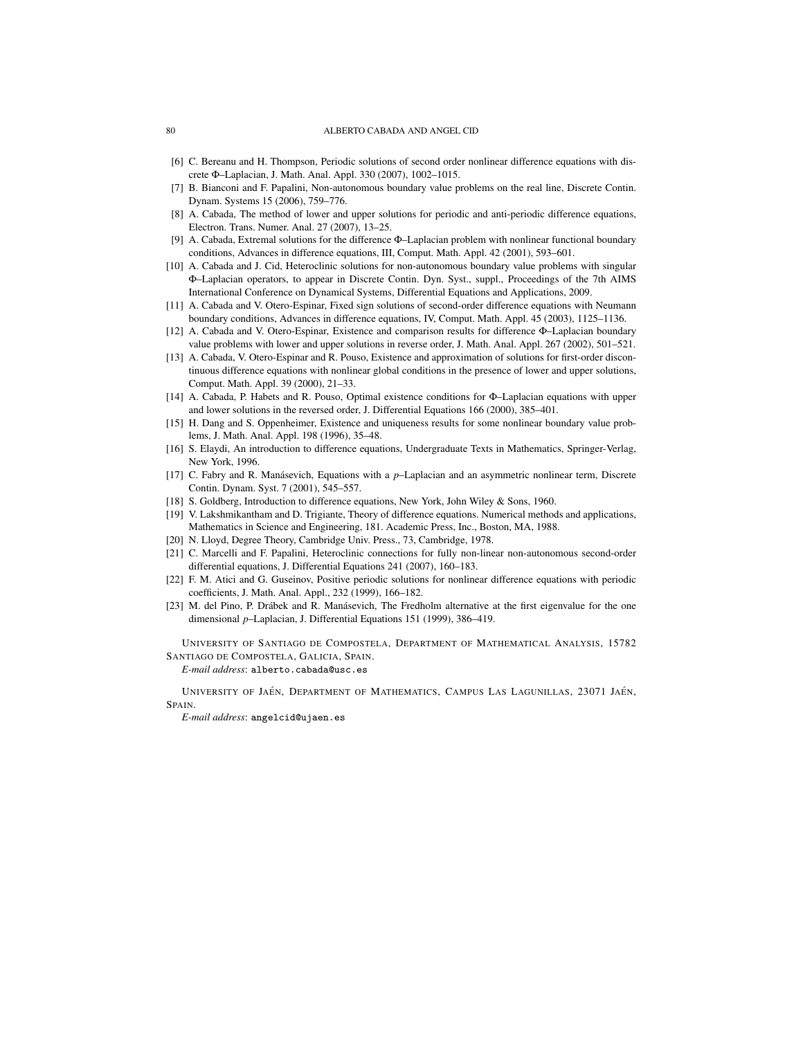[6] C. Bereanu and H. Thompson, Periodic solutions of second order nonlinear difference equations with discrete Φ–Laplacian, J. Math. Anal. Appl. 330 (2007), 1002–1015.

[7] B. Bianconi and F. Papalini, Non-autonomous boundary value problems on the real line, Discrete Contin. Dynam. Systems 15 (2006), 759–776.

[8] A. Cabada, The method of lower and upper solutions for periodic and anti-periodic difference equations, Electron. Trans. Numer. Anal. 27 (2007), 13–25.

[9] A. Cabada, Extremal solutions for the difference Φ–Laplacian problem with nonlinear functional boundary conditions, Advances in difference equations, III, Comput. Math. Appl. 42 (2001), 593–601.

[10] A. Cabada and J. Cid, Heteroclinic solutions for non-autonomous boundary value problems with singular Φ–Laplacian operators, to appear in Discrete Contin. Dyn. Syst., suppl., Proceedings of the 7th AIMS International Conference on Dynamical Systems, Differential Equations and Applications, 2009.

[11] A. Cabada and V. Otero-Espinar, Fixed sign solutions of second-order difference equations with Neumann boundary conditions, Advances in difference equations, IV, Comput. Math. Appl. 45 (2003), 1125–1136.

[12] A. Cabada and V. Otero-Espinar, Existence and comparison results for difference Φ–Laplacian boundary value problems with lower and upper solutions in reverse order, J. Math. Anal. Appl. 267 (2002), 501–521.

[13] A. Cabada, V. Otero-Espinar and R. Pouso, Existence and approximation of solutions for first-order discontinuous difference equations with nonlinear global conditions in the presence of lower and upper solutions, Comput. Math. Appl. 39 (2000), 21–33.

[14] A. Cabada, P. Habets and R. Pouso, Optimal existence conditions for Φ–Laplacian equations with upper and lower solutions in the reversed order, J. Differential Equations 166 (2000), 385–401.

[15] H. Dang and S. Oppenheimer, Existence and uniqueness results for some nonlinear boundary value problems, J. Math. Anal. Appl. 198 (1996), 35–48.

[16] S. Elaydi, An introduction to difference equations, Undergraduate Texts in Mathematics, Springer-Verlag, New York, 1996.

[17] C. Fabry and R. Manásevich, Equations with a $p$–Laplacian and an asymmetric nonlinear term, Discrete Contin. Dynam. Syst. 7 (2001), 545–557.

[18] S. Goldberg, Introduction to difference equations, New York, John Wiley & Sons, 1960.

[19] V. Lakshmikantham and D. Trigiante, Theory of difference equations. Numerical methods and applications, Mathematics in Science and Engineering, 181. Academic Press, Inc., Boston, MA, 1988.

[20] N. Lloyd, Degree Theory, Cambridge Univ. Press., 73, Cambridge, 1978.

[21] C. Marcelli and F. Papalini, Heteroclinic connections for fully non-linear non-autonomous second-order differential equations, J. Differential Equations 241 (2007), 160–183.

[22] F. M. Atici and G. Guseinov, Positive periodic solutions for nonlinear difference equations with periodic coefficients, J. Math. Anal. Appl., 232 (1999), 166–182.

[23] M. del Pino, P. Drábek and R. Manásevich, The Fredholm alternative at the first eigenvalue for the one dimensional $p$–Laplacian, J. Differential Equations 151 (1999), 386–419.

UNIVERSITY OF SANTIAGO DE COMPOSTELA, DEPARTMENT OF MATHEMATICAL ANALYSIS, 15782 SANTIAGO DE COMPOSTELA, GALICIA, SPAIN.

*E-mail address*: alberto.cabada@usc.es

UNIVERSITY OF JAÉN, DEPARTMENT OF MATHEMATICS, CAMPUS LAS LAGUNILLAS, 23071 JAÉN, SPAIN.

*E-mail address*: angelcid@ujaen.es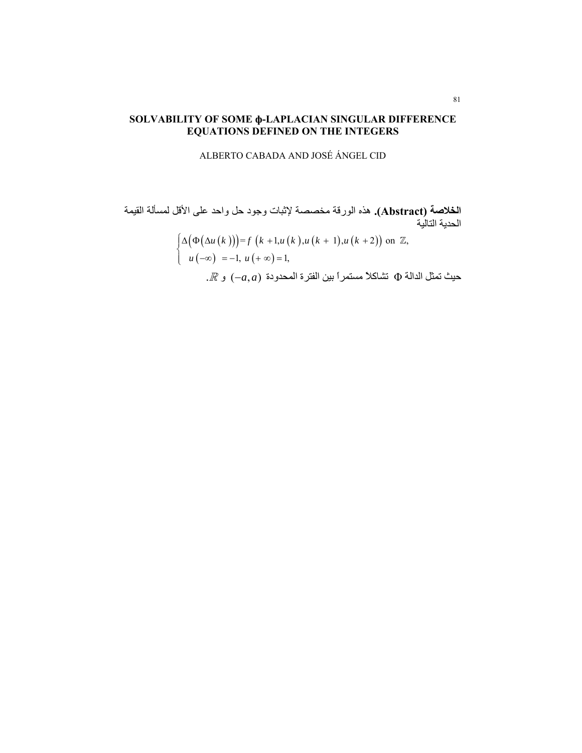# SOLVABILITY OF SOME ϕ-LAPLACIAN SINGULAR DIFFERENCE EQUATIONS DEFINED ON THE INTEGERS

ALBERTO CABADA AND JOSÉ ÁNGEL CID

**الخلاصة (Abstract).** هذه الورقة مخصصة لإثبات وجود حل واحد على الأقل لمسألة القيمة الحدية التالية

$$\begin{cases} \Delta\big(\Phi\big(\Delta u(k)\big)\big) = f\ \big(k+1, u(k), u(k+1), u(k+2)\big) \text{ on } \mathbb{Z}, \\ u(-\infty) = -1,\ u(+\infty) = 1, \end{cases}$$

حيث تمثل الدالة $\Phi$ تشاكلاً مستمراً بين الفترة المحدودة $(-a, a)$ و $\mathbb{R}$.